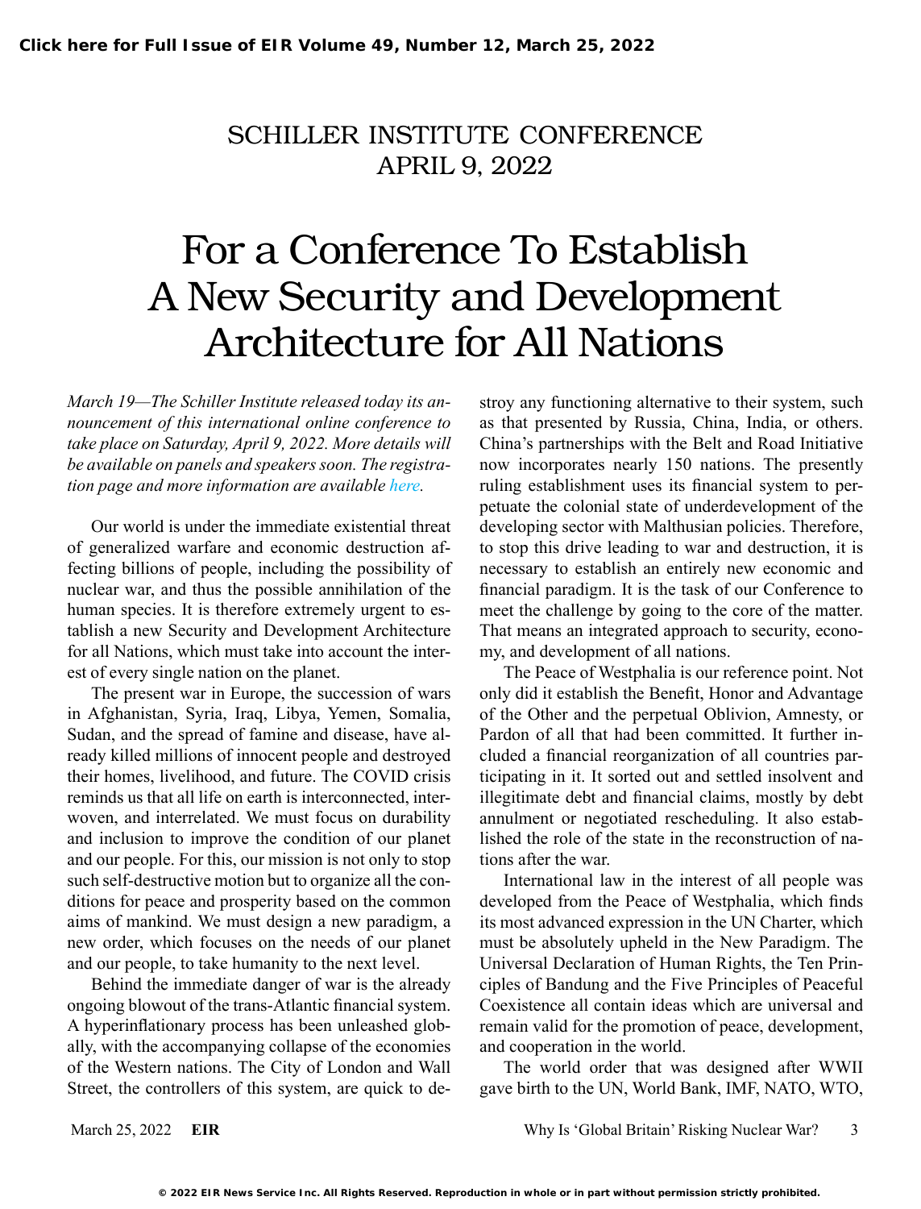SCHILLER INSTITUTE CONFERENCE
APRIL 9, 2022

# For a Conference To Establish A New Security and Development Architecture for All Nations

*March 19—The Schiller Institute released today its announcement of this international online conference to take place on Saturday, April 9, 2022. More details will be available on panels and speakers soon. The registration page and more information are available here.*

Our world is under the immediate existential threat of generalized warfare and economic destruction affecting billions of people, including the possibility of nuclear war, and thus the possible annihilation of the human species. It is therefore extremely urgent to establish a new Security and Development Architecture for all Nations, which must take into account the interest of every single nation on the planet.

The present war in Europe, the succession of wars in Afghanistan, Syria, Iraq, Libya, Yemen, Somalia, Sudan, and the spread of famine and disease, have already killed millions of innocent people and destroyed their homes, livelihood, and future. The COVID crisis reminds us that all life on earth is interconnected, interwoven, and interrelated. We must focus on durability and inclusion to improve the condition of our planet and our people. For this, our mission is not only to stop such self-destructive motion but to organize all the conditions for peace and prosperity based on the common aims of mankind. We must design a new paradigm, a new order, which focuses on the needs of our planet and our people, to take humanity to the next level.

Behind the immediate danger of war is the already ongoing blowout of the trans-Atlantic financial system. A hyperinflationary process has been unleashed globally, with the accompanying collapse of the economies of the Western nations. The City of London and Wall Street, the controllers of this system, are quick to destroy any functioning alternative to their system, such as that presented by Russia, China, India, or others. China's partnerships with the Belt and Road Initiative now incorporates nearly 150 nations. The presently ruling establishment uses its financial system to perpetuate the colonial state of underdevelopment of the developing sector with Malthusian policies. Therefore, to stop this drive leading to war and destruction, it is necessary to establish an entirely new economic and financial paradigm. It is the task of our Conference to meet the challenge by going to the core of the matter. That means an integrated approach to security, economy, and development of all nations.

The Peace of Westphalia is our reference point. Not only did it establish the Benefit, Honor and Advantage of the Other and the perpetual Oblivion, Amnesty, or Pardon of all that had been committed. It further included a financial reorganization of all countries participating in it. It sorted out and settled insolvent and illegitimate debt and financial claims, mostly by debt annulment or negotiated rescheduling. It also established the role of the state in the reconstruction of nations after the war.

International law in the interest of all people was developed from the Peace of Westphalia, which finds its most advanced expression in the UN Charter, which must be absolutely upheld in the New Paradigm. The Universal Declaration of Human Rights, the Ten Principles of Bandung and the Five Principles of Peaceful Coexistence all contain ideas which are universal and remain valid for the promotion of peace, development, and cooperation in the world.

The world order that was designed after WWII gave birth to the UN, World Bank, IMF, NATO, WTO,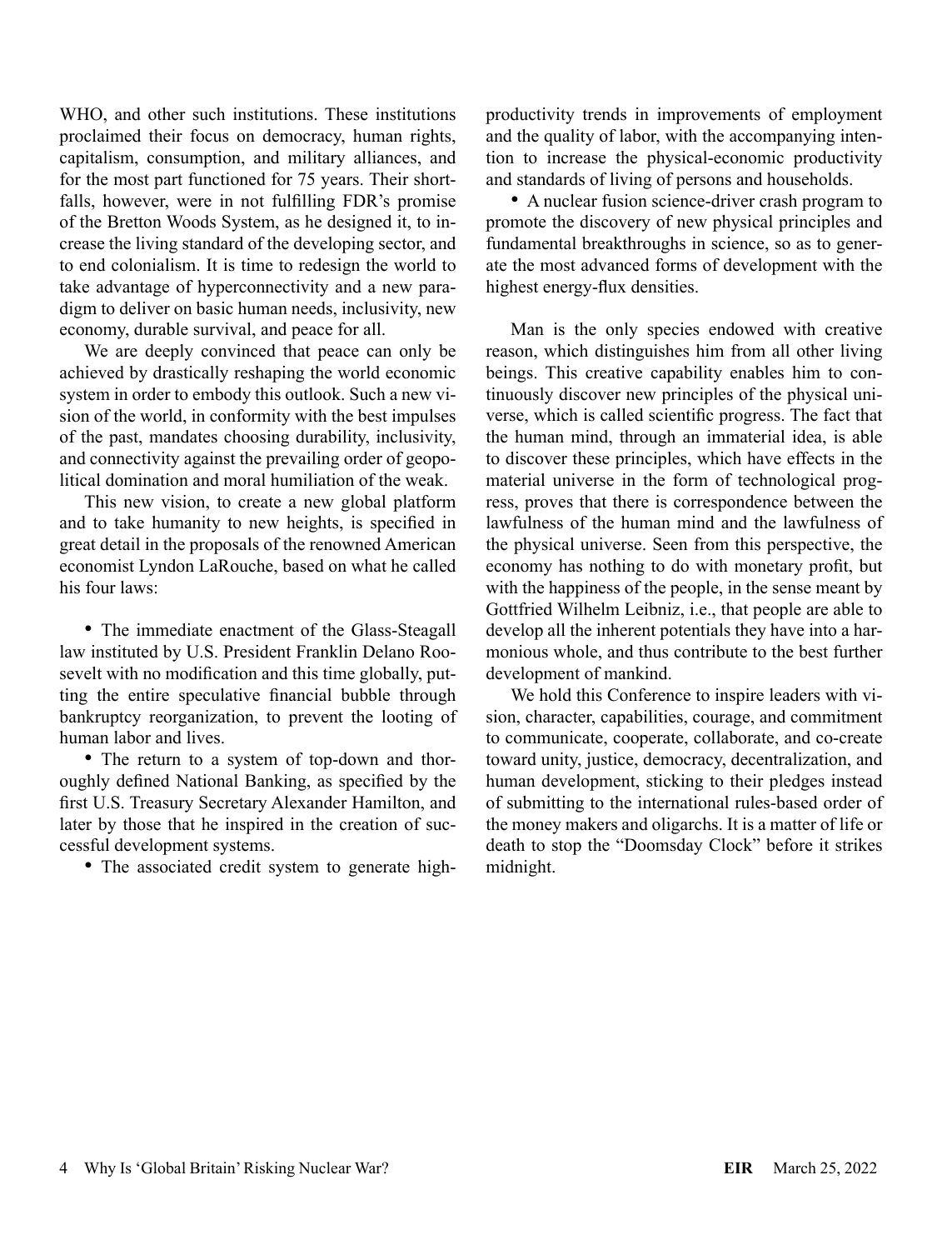WHO, and other such institutions. These institutions proclaimed their focus on democracy, human rights, capitalism, consumption, and military alliances, and for the most part functioned for 75 years. Their shortfalls, however, were in not fulfilling FDR's promise of the Bretton Woods System, as he designed it, to increase the living standard of the developing sector, and to end colonialism. It is time to redesign the world to take advantage of hyperconnectivity and a new paradigm to deliver on basic human needs, inclusivity, new economy, durable survival, and peace for all.

We are deeply convinced that peace can only be achieved by drastically reshaping the world economic system in order to embody this outlook. Such a new vision of the world, in conformity with the best impulses of the past, mandates choosing durability, inclusivity, and connectivity against the prevailing order of geopolitical domination and moral humiliation of the weak.

This new vision, to create a new global platform and to take humanity to new heights, is specified in great detail in the proposals of the renowned American economist Lyndon LaRouche, based on what he called his four laws:

- The immediate enactment of the Glass-Steagall law instituted by U.S. President Franklin Delano Roosevelt with no modification and this time globally, putting the entire speculative financial bubble through bankruptcy reorganization, to prevent the looting of human labor and lives.
- The return to a system of top-down and thoroughly defined National Banking, as specified by the first U.S. Treasury Secretary Alexander Hamilton, and later by those that he inspired in the creation of successful development systems.
- The associated credit system to generate high-productivity trends in improvements of employment and the quality of labor, with the accompanying intention to increase the physical-economic productivity and standards of living of persons and households.
- A nuclear fusion science-driver crash program to promote the discovery of new physical principles and fundamental breakthroughs in science, so as to generate the most advanced forms of development with the highest energy-flux densities.

Man is the only species endowed with creative reason, which distinguishes him from all other living beings. This creative capability enables him to continuously discover new principles of the physical universe, which is called scientific progress. The fact that the human mind, through an immaterial idea, is able to discover these principles, which have effects in the material universe in the form of technological progress, proves that there is correspondence between the lawfulness of the human mind and the lawfulness of the physical universe. Seen from this perspective, the economy has nothing to do with monetary profit, but with the happiness of the people, in the sense meant by Gottfried Wilhelm Leibniz, i.e., that people are able to develop all the inherent potentials they have into a harmonious whole, and thus contribute to the best further development of mankind.

We hold this Conference to inspire leaders with vision, character, capabilities, courage, and commitment to communicate, cooperate, collaborate, and co-create toward unity, justice, democracy, decentralization, and human development, sticking to their pledges instead of submitting to the international rules-based order of the money makers and oligarchs. It is a matter of life or death to stop the "Doomsday Clock" before it strikes midnight.